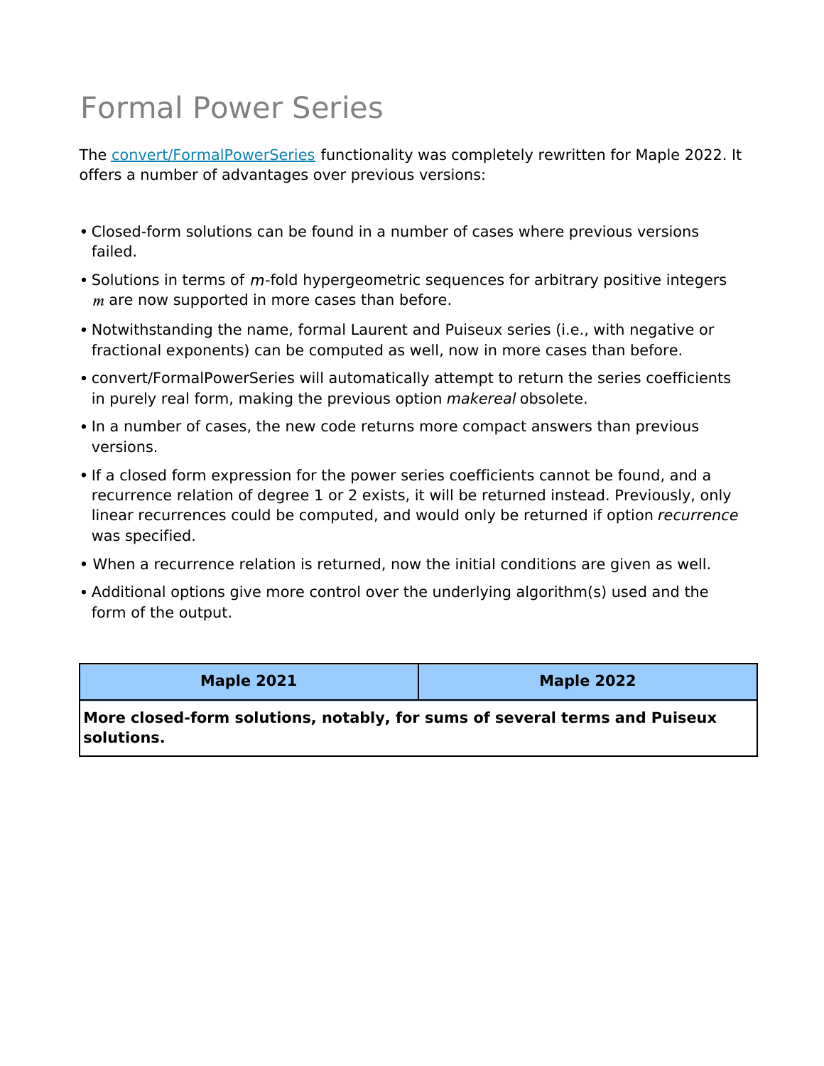# Formal Power Series

The convert/FormalPowerSeries functionality was completely rewritten for Maple 2022. It offers a number of advantages over previous versions:

- Closed-form solutions can be found in a number of cases where previous versions failed.
- Solutions in terms of $m$-fold hypergeometric sequences for arbitrary positive integers $m$ are now supported in more cases than before.
- Notwithstanding the name, formal Laurent and Puiseux series (i.e., with negative or fractional exponents) can be computed as well, now in more cases than before.
- convert/FormalPowerSeries will automatically attempt to return the series coefficients in purely real form, making the previous option *makereal* obsolete.
- In a number of cases, the new code returns more compact answers than previous versions.
- If a closed form expression for the power series coefficients cannot be found, and a recurrence relation of degree 1 or 2 exists, it will be returned instead. Previously, only linear recurrences could be computed, and would only be returned if option *recurrence* was specified.
- When a recurrence relation is returned, now the initial conditions are given as well.
- Additional options give more control over the underlying algorithm(s) used and the form of the output.

| Maple 2021 | Maple 2022 |
| --- | --- |
| **More closed-form solutions, notably, for sums of several terms and Puiseux solutions.** | |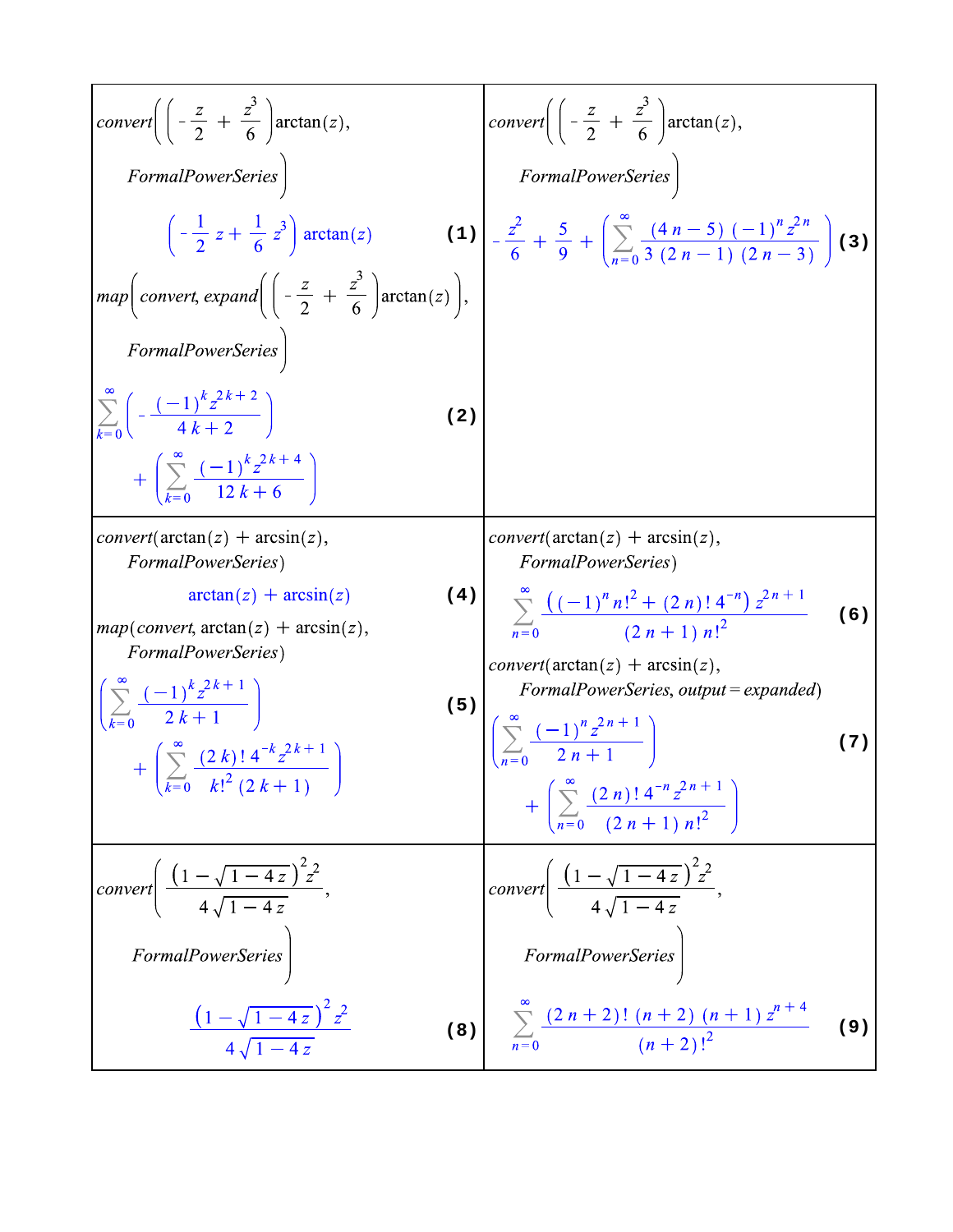| | |
|---|---|
| $convert\left(\left(-\frac{z}{2}+\frac{z^3}{6}\right)\arctan(z), FormalPowerSeries\right)$ <br> $\left(-\frac{1}{2}z+\frac{1}{6}z^3\right)\arctan(z)$ **(1)** <br> $map\left(convert, expand\left(\left(-\frac{z}{2}+\frac{z^3}{6}\right)\arctan(z)\right), FormalPowerSeries\right)$ <br> $\sum_{k=0}^{\infty}\left(-\frac{(-1)^k z^{2k+2}}{4k+2}\right)+\left(\sum_{k=0}^{\infty}\frac{(-1)^k z^{2k+4}}{12k+6}\right)$ **(2)** | $convert\left(\left(-\frac{z}{2}+\frac{z^3}{6}\right)\arctan(z), FormalPowerSeries\right)$ <br> $-\frac{z^2}{6}+\frac{5}{9}+\left(\sum_{n=0}^{\infty}\frac{(4n-5)(-1)^n z^{2n}}{3(2n-1)(2n-3)}\right)$ **(3)** |
| $convert(\arctan(z)+\arcsin(z), FormalPowerSeries)$ <br> $\arctan(z)+\arcsin(z)$ **(4)** <br> $map(convert, \arctan(z)+\arcsin(z), FormalPowerSeries)$ <br> $\left(\sum_{k=0}^{\infty}\frac{(-1)^k z^{2k+1}}{2k+1}\right)+\left(\sum_{k=0}^{\infty}\frac{(2k)!\,4^{-k} z^{2k+1}}{k!^2(2k+1)}\right)$ **(5)** | $convert(\arctan(z)+\arcsin(z), FormalPowerSeries)$ <br> $\sum_{n=0}^{\infty}\frac{\left((-1)^n n!^2+(2n)!\,4^{-n}\right) z^{2n+1}}{(2n+1)\,n!^2}$ **(6)** <br> $convert(\arctan(z)+\arcsin(z), FormalPowerSeries, output=expanded)$ <br> $\left(\sum_{n=0}^{\infty}\frac{(-1)^n z^{2n+1}}{2n+1}\right)+\left(\sum_{n=0}^{\infty}\frac{(2n)!\,4^{-n} z^{2n+1}}{(2n+1)\,n!^2}\right)$ **(7)** |
| $convert\left(\frac{\left(1-\sqrt{1-4z}\right)^2 z^2}{4\sqrt{1-4z}}, FormalPowerSeries\right)$ <br> $\frac{\left(1-\sqrt{1-4z}\right)^2 z^2}{4\sqrt{1-4z}}$ **(8)** | $convert\left(\frac{\left(1-\sqrt{1-4z}\right)^2 z^2}{4\sqrt{1-4z}}, FormalPowerSeries\right)$ <br> $\sum_{n=0}^{\infty}\frac{(2n+2)!\,(n+2)\,(n+1)\,z^{n+4}}{(n+2)!^2}$ **(9)** |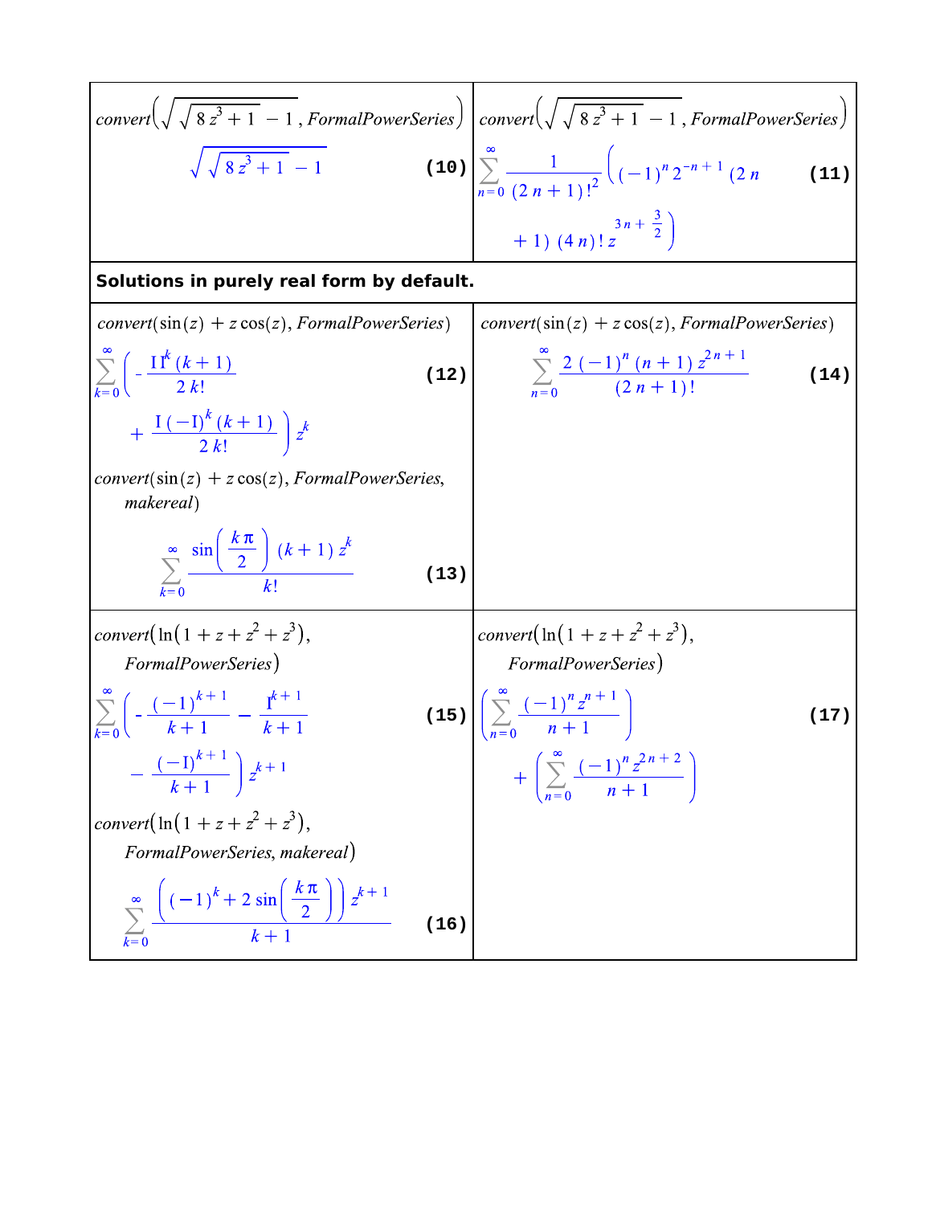| | |
|---|---|
| $convert\left(\sqrt{\sqrt{8z^3+1}-1}, FormalPowerSeries\right)$ $$\sqrt{\sqrt{8z^3+1}-1} \quad \textbf{(10)}$$ | $convert\left(\sqrt{\sqrt{8z^3+1}-1}, FormalPowerSeries\right)$ $$\sum_{n=0}^{\infty} \frac{1}{(2n+1)!^2}\left((-1)^n 2^{-n+1}(2n+1)(4n)!\, z^{3n+\frac{3}{2}}\right) \quad \textbf{(11)}$$ |
| **Solutions in purely real form by default.** | |
| $convert(\sin(z)+z\cos(z), FormalPowerSeries)$ $$\sum_{k=0}^{\infty}\left(-\frac{\mathrm{I}\,\mathrm{I}^k (k+1)}{2\,k!}+\frac{\mathrm{I}\,(-\mathrm{I})^k (k+1)}{2\,k!}\right)z^k \quad \textbf{(12)}$$ $convert(\sin(z)+z\cos(z), FormalPowerSeries, makereal)$ $$\sum_{k=0}^{\infty}\frac{\sin\left(\frac{k\pi}{2}\right)(k+1)\,z^k}{k!} \quad \textbf{(13)}$$ | $convert(\sin(z)+z\cos(z), FormalPowerSeries)$ $$\sum_{n=0}^{\infty}\frac{2(-1)^n(n+1)\,z^{2n+1}}{(2n+1)!} \quad \textbf{(14)}$$ |
| $convert\left(\ln\left(1+z+z^2+z^3\right), FormalPowerSeries\right)$ $$\sum_{k=0}^{\infty}\left(-\frac{(-1)^{k+1}}{k+1}-\frac{\mathrm{I}^{k+1}}{k+1}-\frac{(-\mathrm{I})^{k+1}}{k+1}\right)z^{k+1} \quad \textbf{(15)}$$ $convert\left(\ln\left(1+z+z^2+z^3\right), FormalPowerSeries, makereal\right)$ $$\sum_{k=0}^{\infty}\frac{\left((-1)^k+2\sin\left(\frac{k\pi}{2}\right)\right)z^{k+1}}{k+1} \quad \textbf{(16)}$$ | $convert\left(\ln\left(1+z+z^2+z^3\right), FormalPowerSeries\right)$ $$\left(\sum_{n=0}^{\infty}\frac{(-1)^n z^{n+1}}{n+1}\right)+\left(\sum_{n=0}^{\infty}\frac{(-1)^n z^{2n+2}}{n+1}\right) \quad \textbf{(17)}$$ |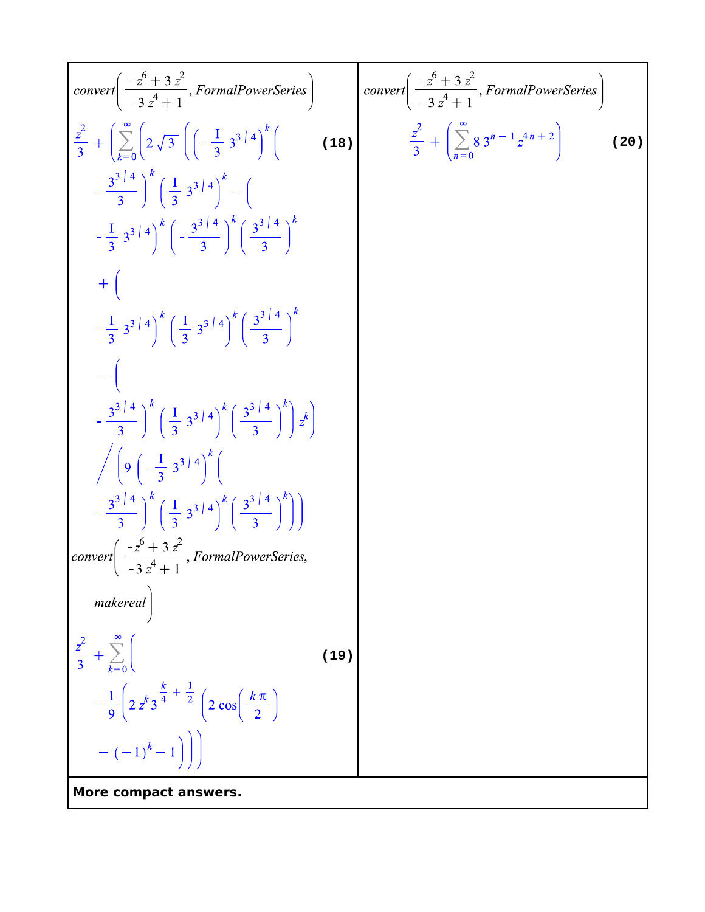| | |
|---|---|
| $convert\left(\frac{-z^6+3z^2}{-3z^4+1}, FormalPowerSeries\right)$<br><br>$$\frac{z^2}{3}+\left(\sum_{k=0}^{\infty}\left(2\sqrt{3}\left(\left(\left(-\frac{I}{3}3^{3/4}\right)^k\left(-\frac{3^{3/4}}{3}\right)^k\left(\frac{I}{3}3^{3/4}\right)^k-\left(-\frac{I}{3}3^{3/4}\right)^k\left(-\frac{3^{3/4}}{3}\right)^k\left(\frac{3^{3/4}}{3}\right)^k+\left(-\frac{I}{3}3^{3/4}\right)^k\left(\frac{I}{3}3^{3/4}\right)^k\left(\frac{3^{3/4}}{3}\right)^k-\left(-\frac{3^{3/4}}{3}\right)^k\left(\frac{I}{3}3^{3/4}\right)^k\left(\frac{3^{3/4}}{3}\right)^k\right)z^k\right)\Big/\left(9\left(-\frac{I}{3}3^{3/4}\right)^k\left(-\frac{3^{3/4}}{3}\right)^k\left(\frac{I}{3}3^{3/4}\right)^k\left(\frac{3^{3/4}}{3}\right)^k\right)\right)\right) \quad (18)$$<br><br>$convert\left(\frac{-z^6+3z^2}{-3z^4+1}, FormalPowerSeries, makereal\right)$<br><br>$$\frac{z^2}{3}+\sum_{k=0}^{\infty}\left(-\frac{1}{9}\left(2z^k3^{\frac{k}{4}+\frac{1}{2}}\left(2\cos\left(\frac{k\pi}{2}\right)-(-1)^k-1\right)\right)\right) \quad (19)$$ | $convert\left(\frac{-z^6+3z^2}{-3z^4+1}, FormalPowerSeries\right)$<br><br>$$\frac{z^2}{3}+\left(\sum_{n=0}^{\infty}8\,3^{n-1}z^{4n+2}\right) \quad (20)$$ |
| **More compact answers.** | |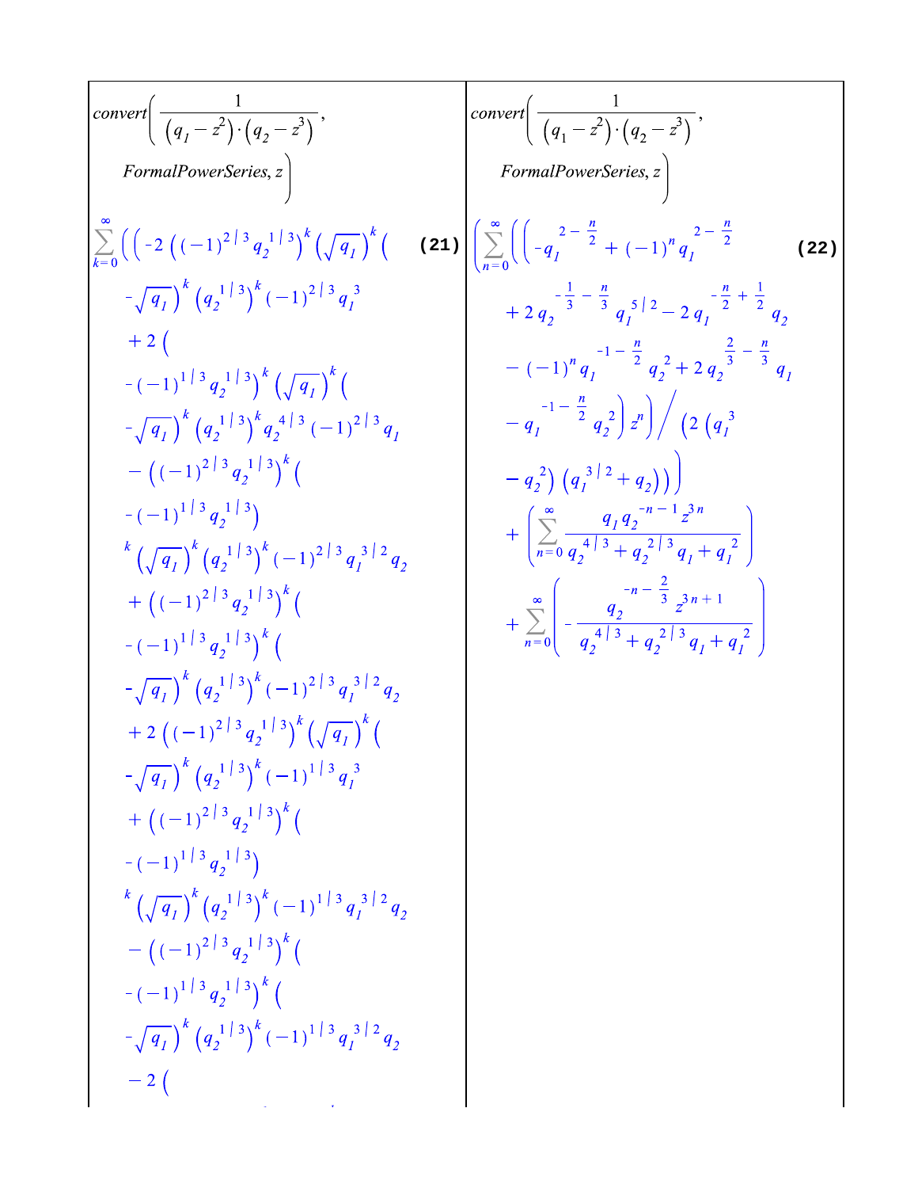$$convert\left(\frac{1}{(q_1 - z^2)\cdot(q_2 - z^3)},\ FormalPowerSeries, z\right)$$

$$\sum_{k=0}^{\infty}\Bigg(\Big(-2\left((-1)^{2/3} q_2^{1/3}\right)^k \left(\sqrt{q_1}\right)^k \Big(-\sqrt{q_1}\Big)^k \left(q_2^{1/3}\right)^k (-1)^{2/3} q_1^3 + 2\Big(-(-1)^{1/3} q_2^{1/3}\Big)^k \left(\sqrt{q_1}\right)^k \Big(-\sqrt{q_1}\Big)^k \left(q_2^{1/3}\right)^k q_2^{4/3} (-1)^{2/3} q_1 - \left((-1)^{2/3} q_2^{1/3}\right)^k \Big(-(-1)^{1/3} q_2^{1/3}\Big)^k \left(\sqrt{q_1}\right)^k \left(q_2^{1/3}\right)^k (-1)^{2/3} q_1^{3/2} q_2 + \left((-1)^{2/3} q_2^{1/3}\right)^k \Big(-(-1)^{1/3} q_2^{1/3}\Big)^k \Big(-\sqrt{q_1}\Big)^k \left(q_2^{1/3}\right)^k (-1)^{2/3} q_1^{3/2} q_2 + 2\left((-1)^{2/3} q_2^{1/3}\right)^k \left(\sqrt{q_1}\right)^k \Big(-\sqrt{q_1}\Big)^k \left(q_2^{1/3}\right)^k (-1)^{1/3} q_1^3 + \left((-1)^{2/3} q_2^{1/3}\right)^k \Big(-(-1)^{1/3} q_2^{1/3}\Big)^k \left(\sqrt{q_1}\right)^k \left(q_2^{1/3}\right)^k (-1)^{1/3} q_1^{3/2} q_2 - \left((-1)^{2/3} q_2^{1/3}\right)^k \Big(-(-1)^{1/3} q_2^{1/3}\Big)^k \Big(-\sqrt{q_1}\Big)^k \left(q_2^{1/3}\right)^k (-1)^{1/3} q_1^{3/2} q_2 - 2\Big( \qquad (21)$$

$$convert\left(\frac{1}{(q_1 - z^2)\cdot(q_2 - z^3)},\ FormalPowerSeries, z\right)$$

$$\left(\sum_{n=0}^{\infty}\left(\left(-q_1^{2-\frac{n}{2}} + (-1)^n q_1^{2-\frac{n}{2}} + 2 q_2^{-\frac{1}{3}-\frac{n}{3}} q_1^{5/2} - 2 q_1^{-\frac{n}{2}+\frac{1}{2}} q_2 - (-1)^n q_1^{-1-\frac{n}{2}} q_2^2 + 2 q_2^{\frac{2}{3}-\frac{n}{3}} q_1 - q_1^{-1-\frac{n}{2}} q_2^2\right) z^n\right) \Bigg/ \left(2\left(q_1^3 - q_2^2\right)\left(q_1^{3/2} + q_2\right)\right)\right) + \left(\sum_{n=0}^{\infty} \frac{q_1 q_2^{-n-1} z^{3n}}{q_2^{4/3} + q_2^{2/3} q_1 + q_1^2}\right) + \sum_{n=0}^{\infty}\left(-\frac{q_2^{-n-\frac{2}{3}} z^{3n+1}}{q_2^{4/3} + q_2^{2/3} q_1 + q_1^2}\right) \qquad (22)$$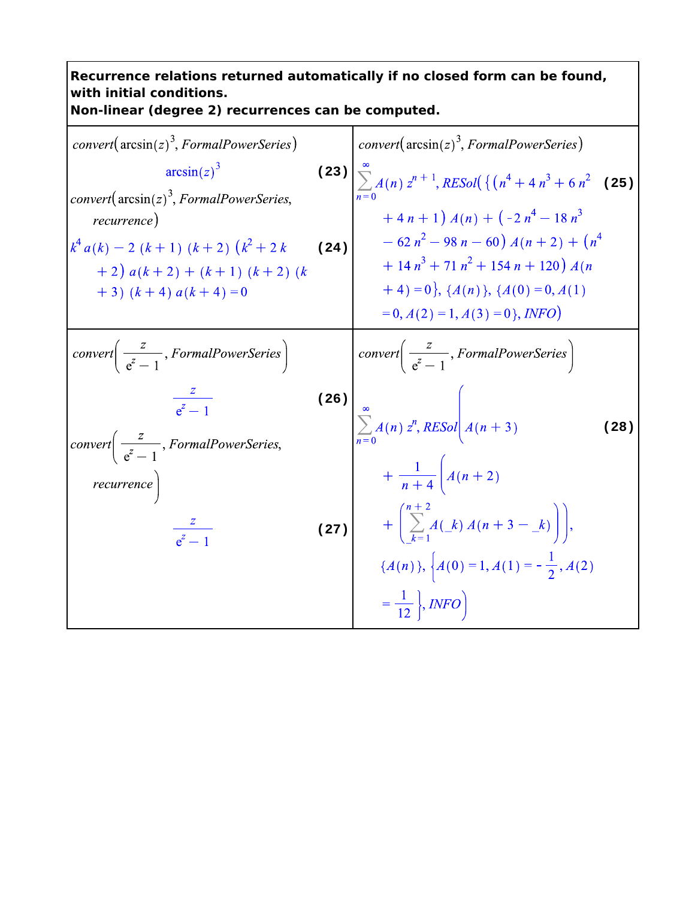**Recurrence relations returned automatically if no closed form can be found, with initial conditions.**
**Non-linear (degree 2) recurrences can be computed.**

| | |
|---|---|
| $convert\left(\arcsin(z)^3, FormalPowerSeries\right)$ $$\arcsin(z)^3 \quad (23)$$ $convert\left(\arcsin(z)^3, FormalPowerSeries, recurrence\right)$ $$k^4\, a(k) - 2\,(k+1)\,(k+2)\,(k^2+2\,k+2)\,a(k+2) + (k+1)\,(k+2)\,(k+3)\,(k+4)\,a(k+4) = 0 \quad (24)$$ | $convert\left(\arcsin(z)^3, FormalPowerSeries\right)$ $$\sum_{n=0}^{\infty} A(n)\, z^{n+1}, RESol\Big(\big\{(n^4+4\,n^3+6\,n^2+4\,n+1)\,A(n) + (-2\,n^4-18\,n^3-62\,n^2-98\,n-60)\,A(n+2) + (n^4+14\,n^3+71\,n^2+154\,n+120)\,A(n+4) = 0\big\}, \{A(n)\}, \{A(0)=0, A(1)=0, A(2)=1, A(3)=0\}, INFO\Big) \quad (25)$$ |
| $convert\left(\frac{z}{e^z-1}, FormalPowerSeries\right)$ $$\frac{z}{e^z-1} \quad (26)$$ $convert\left(\frac{z}{e^z-1}, FormalPowerSeries, recurrence\right)$ $$\frac{z}{e^z-1} \quad (27)$$ | $convert\left(\frac{z}{e^z-1}, FormalPowerSeries\right)$ $$\sum_{n=0}^{\infty} A(n)\, z^n, RESol\left(A(n+3) + \frac{1}{n+4}\left(A(n+2) + \left(\sum_{\_k=1}^{n+2} A(\_k)\, A(n+3-\_k)\right)\right), \{A(n)\}, \left\{A(0)=1, A(1)=-\frac{1}{2}, A(2)=\frac{1}{12}\right\}, INFO\right) \quad (28)$$ |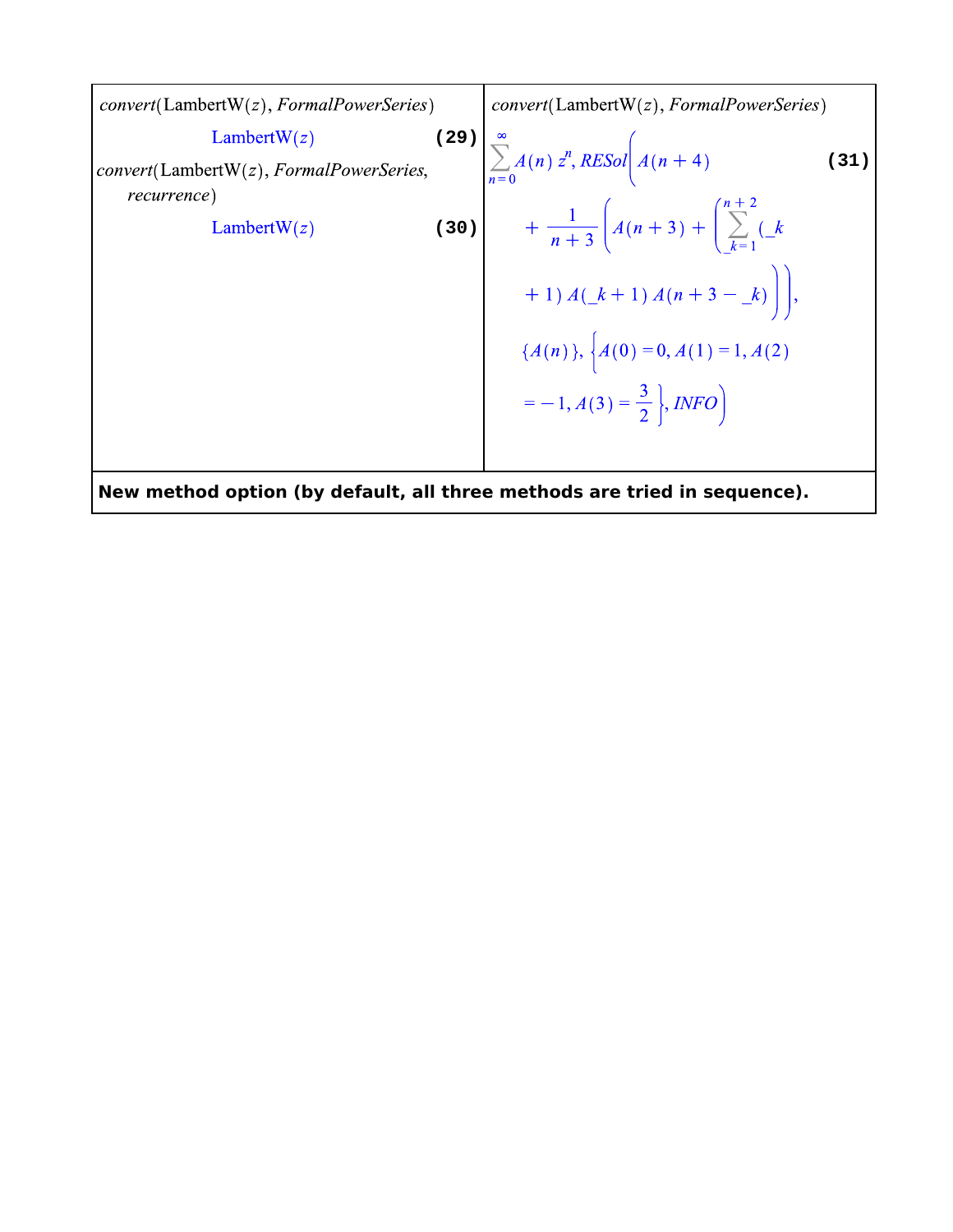| | |
|---|---|
| $convert(\mathrm{LambertW}(z), FormalPowerSeries)$ <br> $\mathrm{LambertW}(z)$ **(29)** <br> $convert(\mathrm{LambertW}(z), FormalPowerSeries, recurrence)$ <br> $\mathrm{LambertW}(z)$ **(30)** | $convert(\mathrm{LambertW}(z), FormalPowerSeries)$ <br> $\sum_{n=0}^{\infty} A(n)\, z^n, RESol\left(A(n+4) + \frac{1}{n+3}\left(A(n+3) + \left(\sum_{\_k=1}^{n+2} (\_k+1)\, A(\_k+1)\, A(n+3-\_k)\right)\right), \{A(n)\}, \left\{A(0)=0, A(1)=1, A(2)=-1, A(3)=\frac{3}{2}\right\}, INFO\right)$ **(31)** |
| **New method option (by default, all three methods are tried in sequence).** | |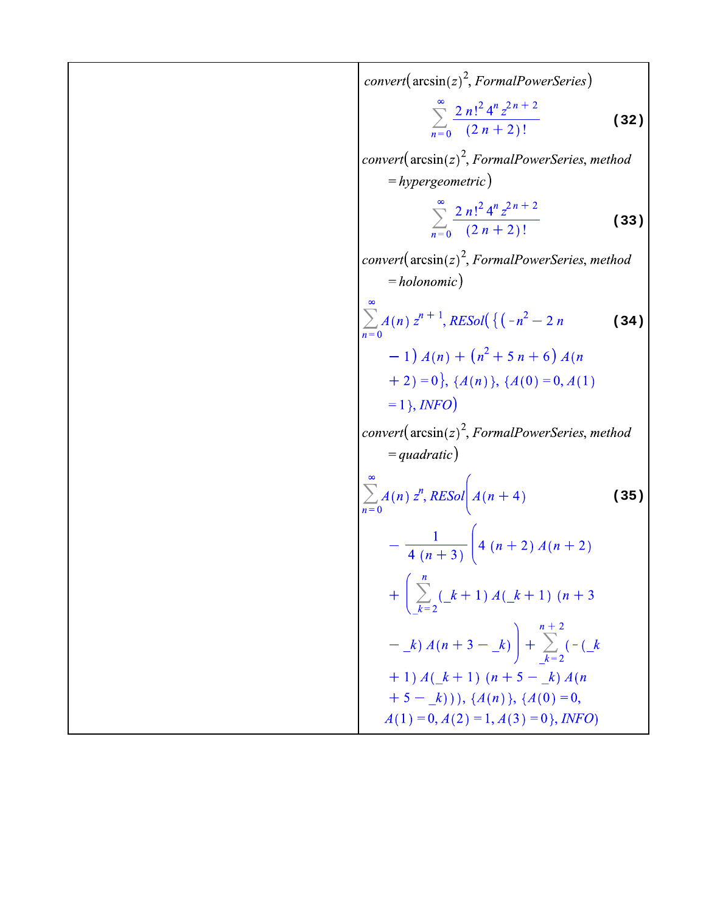$convert\left(\arcsin(z)^2, FormalPowerSeries\right)$

$$\sum_{n=0}^{\infty} \frac{2\, n!^2\, 4^n\, z^{2n+2}}{(2n+2)!} \qquad \textbf{(32)}$$

$convert\left(\arcsin(z)^2, FormalPowerSeries, method = hypergeometric\right)$

$$\sum_{n=0}^{\infty} \frac{2\, n!^2\, 4^n\, z^{2n+2}}{(2n+2)!} \qquad \textbf{(33)}$$

$convert\left(\arcsin(z)^2, FormalPowerSeries, method = holonomic\right)$

$$\sum_{n=0}^{\infty} A(n)\, z^{n+1}, RESol\left(\left\{\left(-n^2 - 2n - 1\right) A(n) + \left(n^2 + 5n + 6\right) A(n+2) = 0\right\}, \{A(n)\}, \{A(0) = 0, A(1) = 1\}, INFO\right) \qquad \textbf{(34)}$$

$convert\left(\arcsin(z)^2, FormalPowerSeries, method = quadratic\right)$

$$\sum_{n=0}^{\infty} A(n)\, z^n, RESol\left(A(n+4) - \frac{1}{4\,(n+3)}\left(4\,(n+2)\,A(n+2) + \left(\sum_{\_k=2}^{n} (\_k+1)\, A(\_k+1)\, (n+3-\_k)\, A(n+3-\_k)\right) + \sum_{\_k=2}^{n+2} \left(-(\_k+1)\, A(\_k+1)\, (n+5-\_k)\, A(n+5-\_k)\right)\right), \{A(n)\}, \{A(0) = 0, A(1) = 0, A(2) = 1, A(3) = 0\}, INFO\right) \qquad \textbf{(35)}$$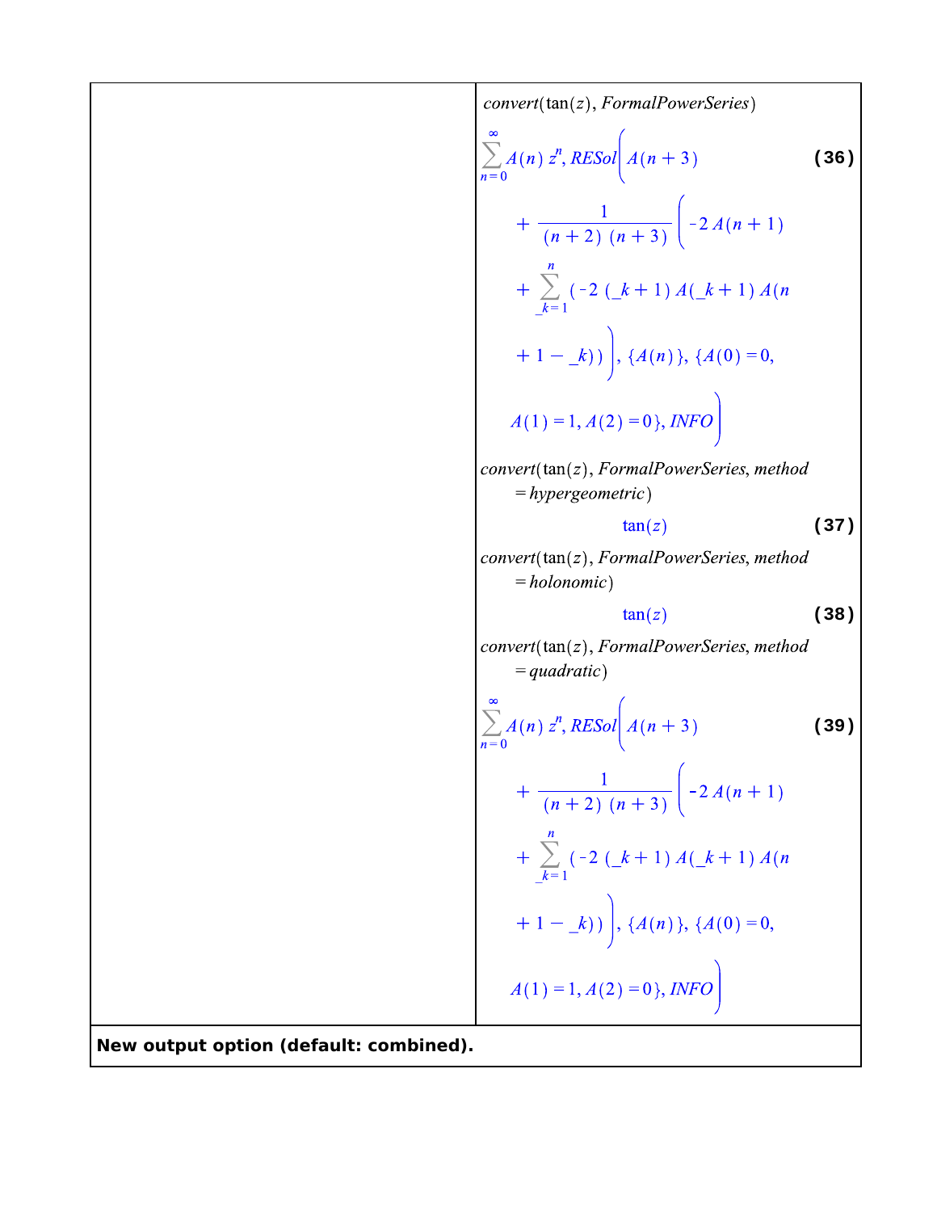| | |
|---|---|
| | $convert(\tan(z), FormalPowerSeries)$ <br> $$\sum_{n=0}^{\infty} A(n)\, z^n, RESol\Bigg(A(n+3) + \frac{1}{(n+2)\,(n+3)}\bigg(-2\,A(n+1) + \sum_{\_k=1}^{n} \big(-2\,(\_k+1)\,A(\_k+1)\,A(n+1-\_k)\big)\bigg), \{A(n)\}, \{A(0)=0, A(1)=1, A(2)=0\}, INFO\Bigg) \quad \textbf{(36)}$$ <br> $convert(\tan(z), FormalPowerSeries, method = hypergeometric)$ <br> $$\tan(z) \quad \textbf{(37)}$$ <br> $convert(\tan(z), FormalPowerSeries, method = holonomic)$ <br> $$\tan(z) \quad \textbf{(38)}$$ <br> $convert(\tan(z), FormalPowerSeries, method = quadratic)$ <br> $$\sum_{n=0}^{\infty} A(n)\, z^n, RESol\Bigg(A(n+3) + \frac{1}{(n+2)\,(n+3)}\bigg(-2\,A(n+1) + \sum_{\_k=1}^{n} \big(-2\,(\_k+1)\,A(\_k+1)\,A(n+1-\_k)\big)\bigg), \{A(n)\}, \{A(0)=0, A(1)=1, A(2)=0\}, INFO\Bigg) \quad \textbf{(39)}$$ |
| **New output option (default: combined).** | |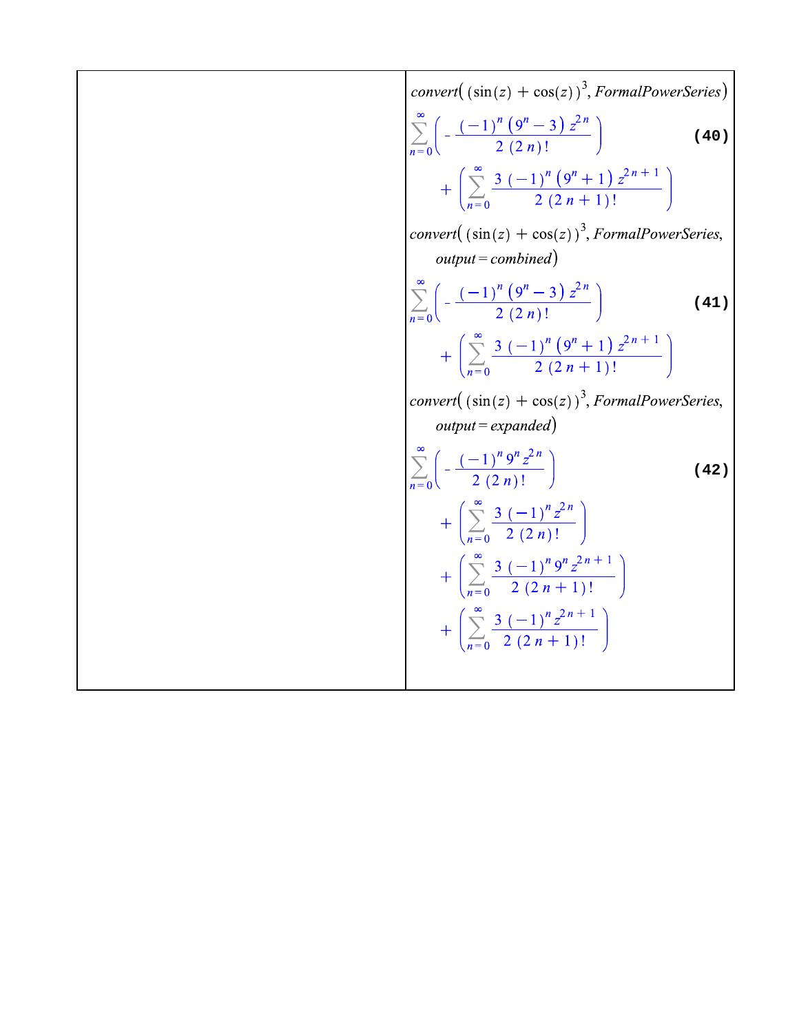| | |
|---|---|
| | $convert\left(\left(\sin(z)+\cos(z)\right)^3, FormalPowerSeries\right)$ |
| | $$\sum_{n=0}^{\infty}\left(-\frac{(-1)^n\left(9^n-3\right)z^{2n}}{2\,(2n)!}\right)+\left(\sum_{n=0}^{\infty}\frac{3\,(-1)^n\left(9^n+1\right)z^{2n+1}}{2\,(2n+1)!}\right) \quad \textbf{(40)}$$ |
| | $convert\left(\left(\sin(z)+\cos(z)\right)^3, FormalPowerSeries, output=combined\right)$ |
| | $$\sum_{n=0}^{\infty}\left(-\frac{(-1)^n\left(9^n-3\right)z^{2n}}{2\,(2n)!}\right)+\left(\sum_{n=0}^{\infty}\frac{3\,(-1)^n\left(9^n+1\right)z^{2n+1}}{2\,(2n+1)!}\right) \quad \textbf{(41)}$$ |
| | $convert\left(\left(\sin(z)+\cos(z)\right)^3, FormalPowerSeries, output=expanded\right)$ |
| | $$\sum_{n=0}^{\infty}\left(-\frac{(-1)^n 9^n z^{2n}}{2\,(2n)!}\right)+\left(\sum_{n=0}^{\infty}\frac{3\,(-1)^n z^{2n}}{2\,(2n)!}\right)+\left(\sum_{n=0}^{\infty}\frac{3\,(-1)^n 9^n z^{2n+1}}{2\,(2n+1)!}\right)+\left(\sum_{n=0}^{\infty}\frac{3\,(-1)^n z^{2n+1}}{2\,(2n+1)!}\right) \quad \textbf{(42)}$$ |